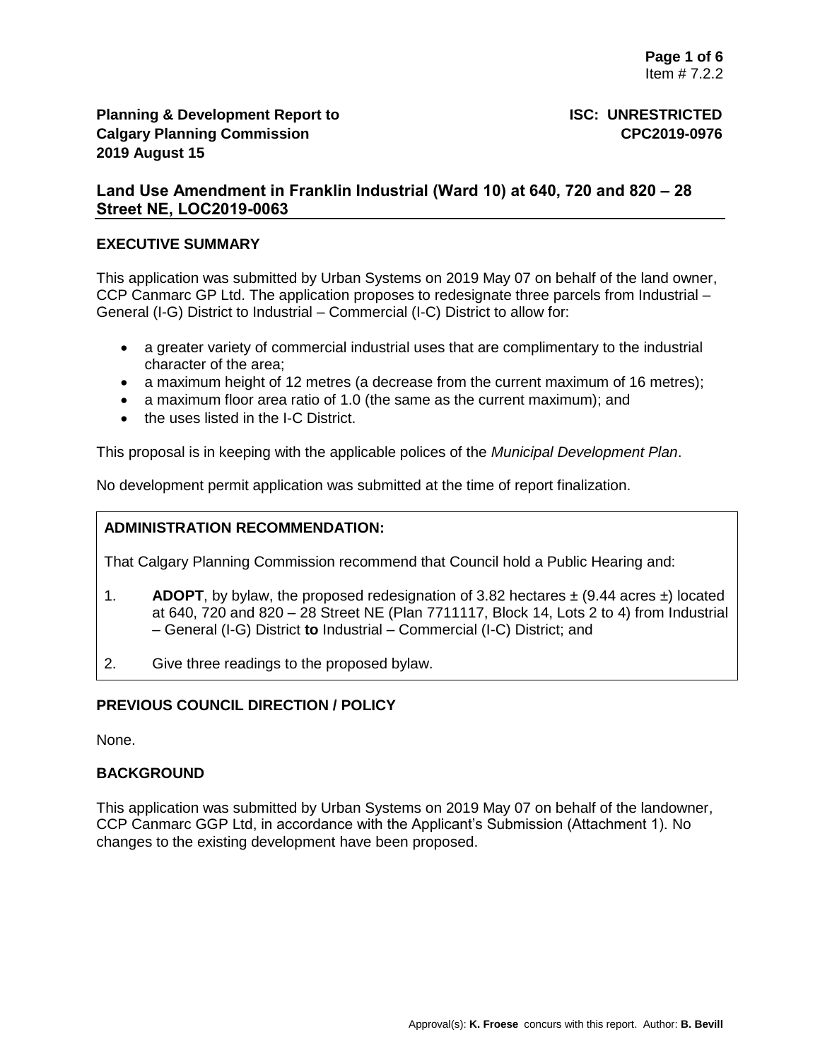**Planning & Development Report to Calgary Planning Commission**
**2019 August 15**

**ISC: UNRESTRICTED**
**CPC2019-0976**

Item # 7.2.2

## Land Use Amendment in Franklin Industrial (Ward 10) at 640, 720 and 820 – 28 Street NE, LOC2019-0063

### EXECUTIVE SUMMARY

This application was submitted by Urban Systems on 2019 May 07 on behalf of the land owner, CCP Canmarc GP Ltd. The application proposes to redesignate three parcels from Industrial – General (I-G) District to Industrial – Commercial (I-C) District to allow for:

- a greater variety of commercial industrial uses that are complimentary to the industrial character of the area;
- a maximum height of 12 metres (a decrease from the current maximum of 16 metres);
- a maximum floor area ratio of 1.0 (the same as the current maximum); and
- the uses listed in the I-C District.

This proposal is in keeping with the applicable polices of the *Municipal Development Plan*.

No development permit application was submitted at the time of report finalization.

### ADMINISTRATION RECOMMENDATION:

That Calgary Planning Commission recommend that Council hold a Public Hearing and:

1. **ADOPT**, by bylaw, the proposed redesignation of 3.82 hectares ± (9.44 acres ±) located at 640, 720 and 820 – 28 Street NE (Plan 7711117, Block 14, Lots 2 to 4) from Industrial – General (I-G) District **to** Industrial – Commercial (I-C) District; and
2. Give three readings to the proposed bylaw.

### PREVIOUS COUNCIL DIRECTION / POLICY

None.

### BACKGROUND

This application was submitted by Urban Systems on 2019 May 07 on behalf of the landowner, CCP Canmarc GGP Ltd, in accordance with the Applicant's Submission (Attachment 1). No changes to the existing development have been proposed.

Approval(s): **K. Froese** concurs with this report. Author: **B. Bevill**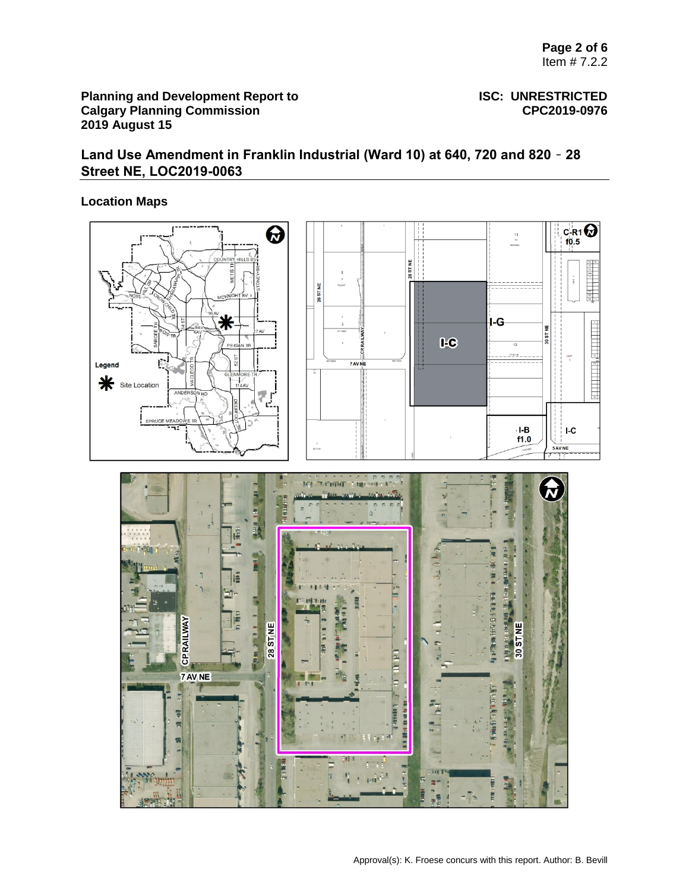**Planning and Development Report to Calgary Planning Commission**
**2019 August 15**

**ISC: UNRESTRICTED**
**CPC2019-0976**

## Land Use Amendment in Franklin Industrial (Ward 10) at 640, 720 and 820 - 28 Street NE, LOC2019-0063

### Location Maps

Approval(s): K. Froese concurs with this report. Author: B. Bevill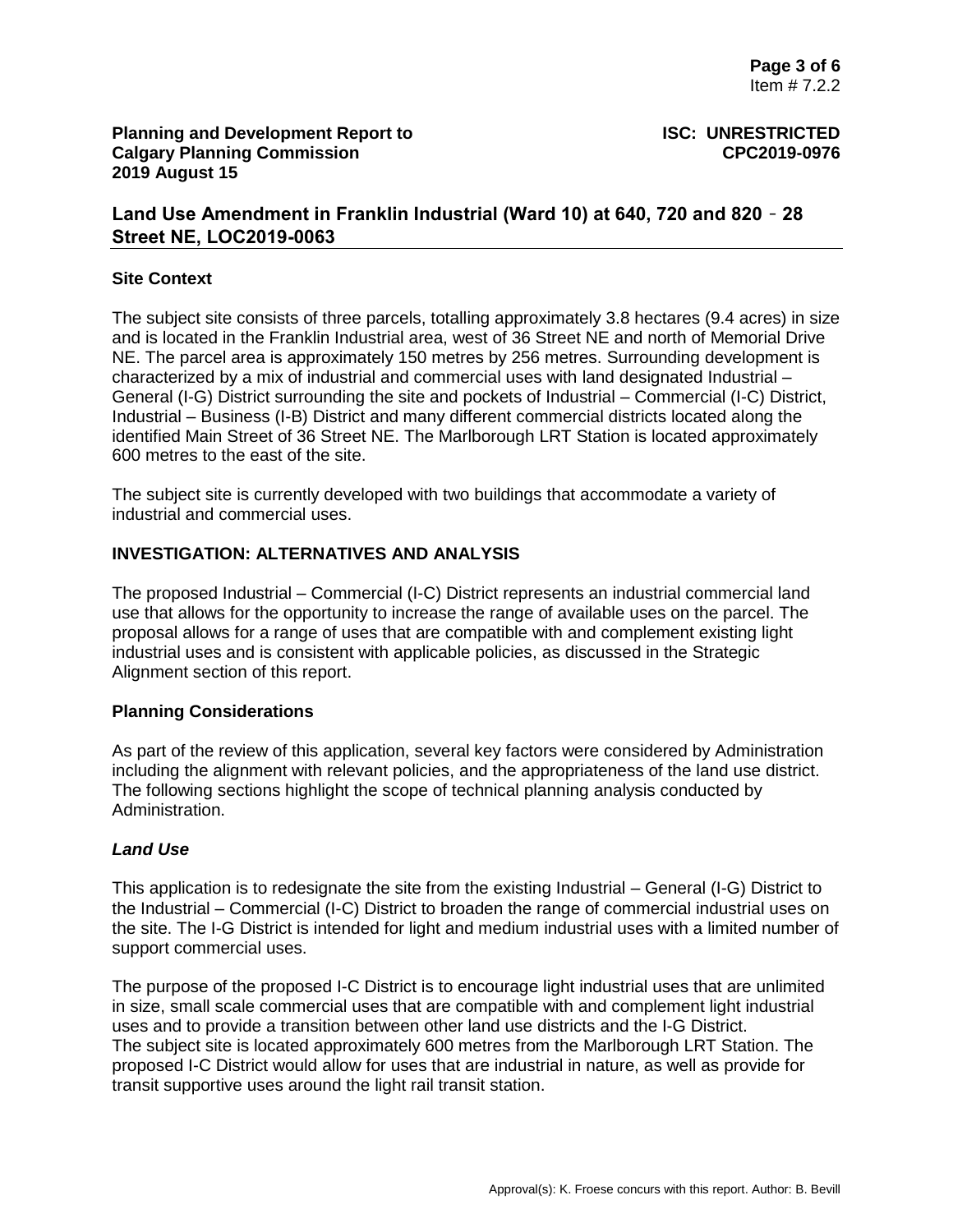## Site Context

The subject site consists of three parcels, totalling approximately 3.8 hectares (9.4 acres) in size and is located in the Franklin Industrial area, west of 36 Street NE and north of Memorial Drive NE. The parcel area is approximately 150 metres by 256 metres. Surrounding development is characterized by a mix of industrial and commercial uses with land designated Industrial – General (I-G) District surrounding the site and pockets of Industrial – Commercial (I-C) District, Industrial – Business (I-B) District and many different commercial districts located along the identified Main Street of 36 Street NE. The Marlborough LRT Station is located approximately 600 metres to the east of the site.

The subject site is currently developed with two buildings that accommodate a variety of industrial and commercial uses.

## INVESTIGATION: ALTERNATIVES AND ANALYSIS

The proposed Industrial – Commercial (I-C) District represents an industrial commercial land use that allows for the opportunity to increase the range of available uses on the parcel. The proposal allows for a range of uses that are compatible with and complement existing light industrial uses and is consistent with applicable policies, as discussed in the Strategic Alignment section of this report.

### Planning Considerations

As part of the review of this application, several key factors were considered by Administration including the alignment with relevant policies, and the appropriateness of the land use district. The following sections highlight the scope of technical planning analysis conducted by Administration.

#### *Land Use*

This application is to redesignate the site from the existing Industrial – General (I-G) District to the Industrial – Commercial (I-C) District to broaden the range of commercial industrial uses on the site. The I-G District is intended for light and medium industrial uses with a limited number of support commercial uses.

The purpose of the proposed I-C District is to encourage light industrial uses that are unlimited in size, small scale commercial uses that are compatible with and complement light industrial uses and to provide a transition between other land use districts and the I-G District. The subject site is located approximately 600 metres from the Marlborough LRT Station. The proposed I-C District would allow for uses that are industrial in nature, as well as provide for transit supportive uses around the light rail transit station.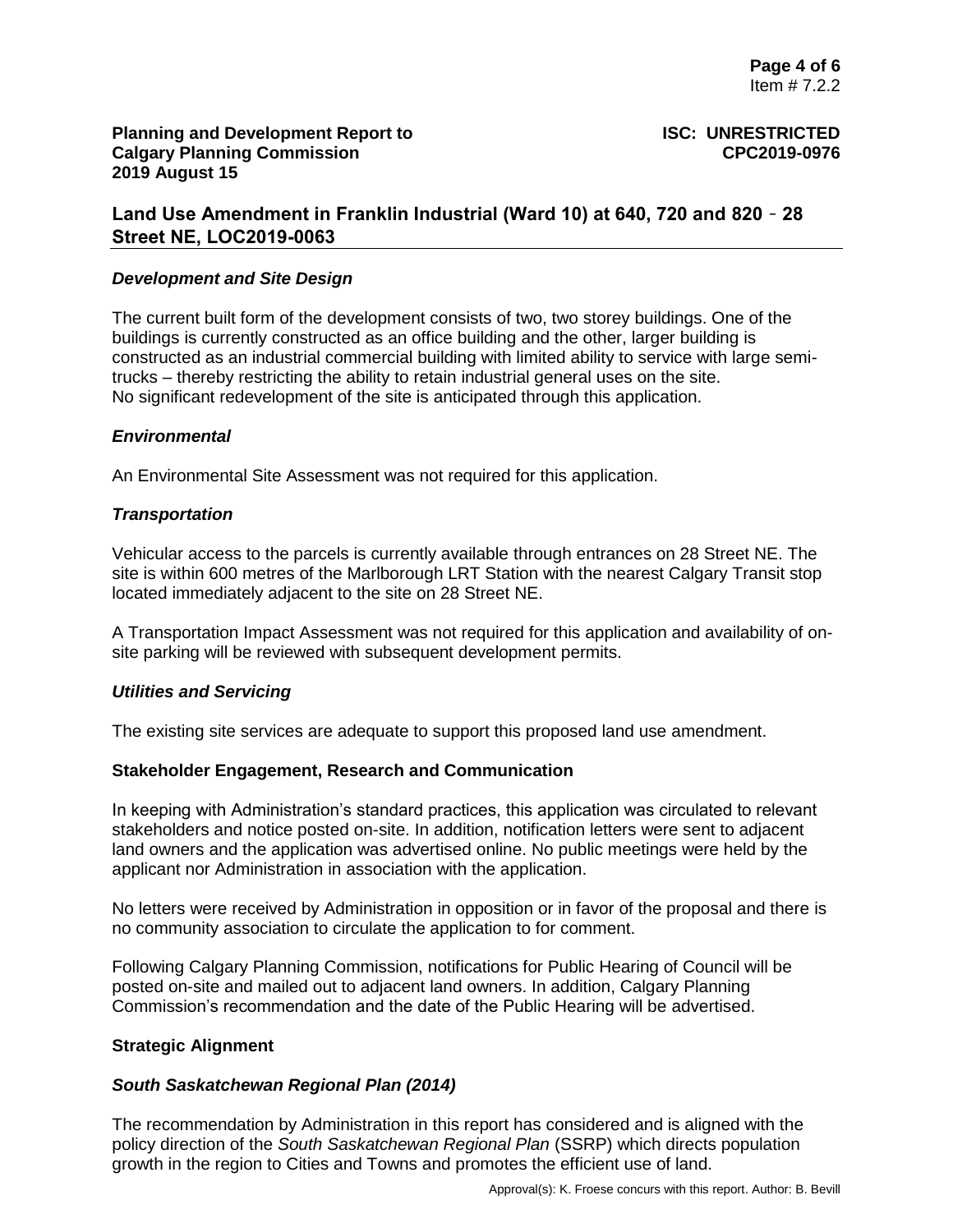### *Development and Site Design*

The current built form of the development consists of two, two storey buildings. One of the buildings is currently constructed as an office building and the other, larger building is constructed as an industrial commercial building with limited ability to service with large semi-trucks – thereby restricting the ability to retain industrial general uses on the site. No significant redevelopment of the site is anticipated through this application.

### *Environmental*

An Environmental Site Assessment was not required for this application.

### *Transportation*

Vehicular access to the parcels is currently available through entrances on 28 Street NE. The site is within 600 metres of the Marlborough LRT Station with the nearest Calgary Transit stop located immediately adjacent to the site on 28 Street NE.

A Transportation Impact Assessment was not required for this application and availability of on-site parking will be reviewed with subsequent development permits.

### *Utilities and Servicing*

The existing site services are adequate to support this proposed land use amendment.

## Stakeholder Engagement, Research and Communication

In keeping with Administration's standard practices, this application was circulated to relevant stakeholders and notice posted on-site. In addition, notification letters were sent to adjacent land owners and the application was advertised online. No public meetings were held by the applicant nor Administration in association with the application.

No letters were received by Administration in opposition or in favor of the proposal and there is no community association to circulate the application to for comment.

Following Calgary Planning Commission, notifications for Public Hearing of Council will be posted on-site and mailed out to adjacent land owners. In addition, Calgary Planning Commission's recommendation and the date of the Public Hearing will be advertised.

## Strategic Alignment

### *South Saskatchewan Regional Plan (2014)*

The recommendation by Administration in this report has considered and is aligned with the policy direction of the *South Saskatchewan Regional Plan* (SSRP) which directs population growth in the region to Cities and Towns and promotes the efficient use of land.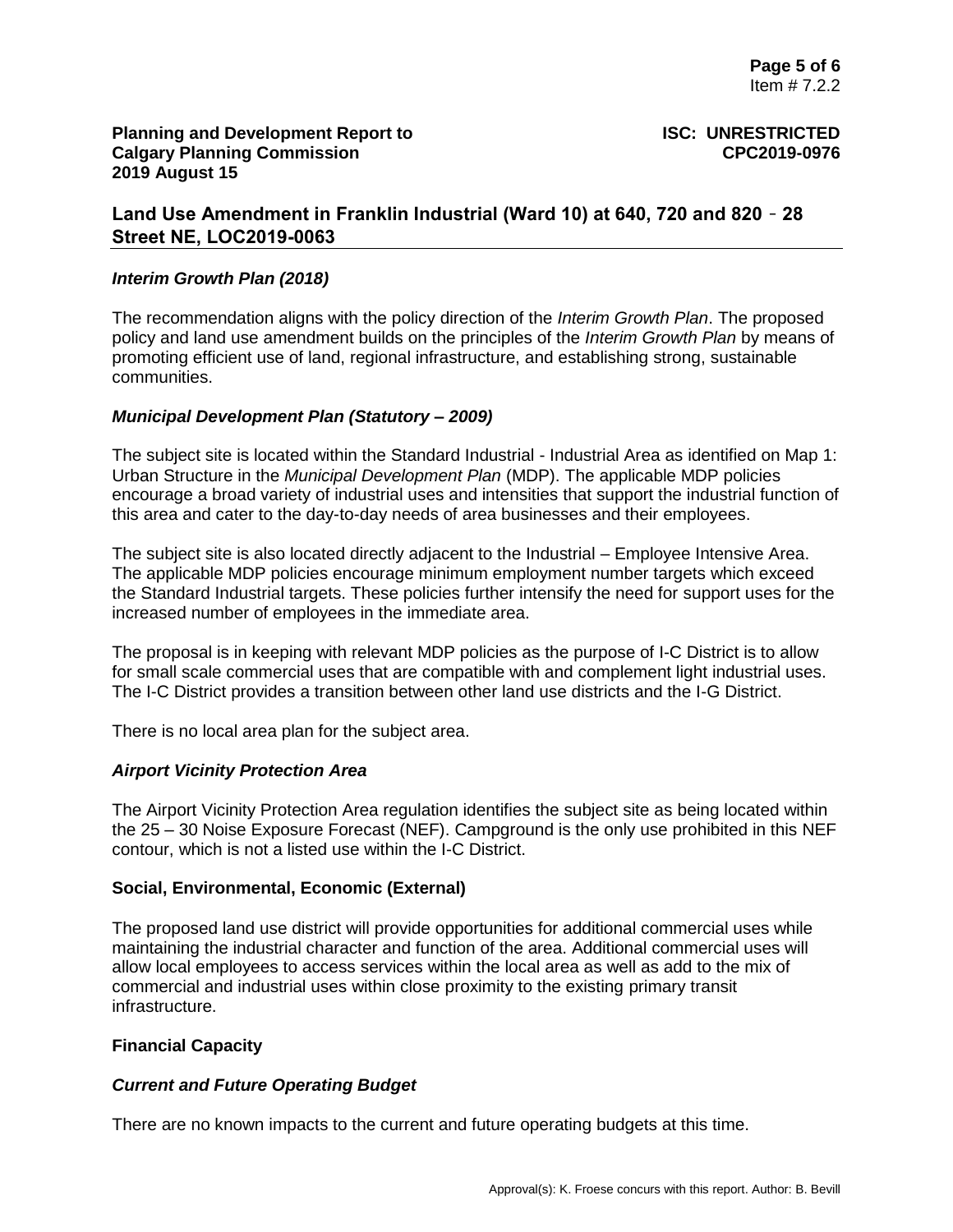### *Interim Growth Plan (2018)*

The recommendation aligns with the policy direction of the *Interim Growth Plan*. The proposed policy and land use amendment builds on the principles of the *Interim Growth Plan* by means of promoting efficient use of land, regional infrastructure, and establishing strong, sustainable communities.

### *Municipal Development Plan (Statutory – 2009)*

The subject site is located within the Standard Industrial - Industrial Area as identified on Map 1: Urban Structure in the *Municipal Development Plan* (MDP). The applicable MDP policies encourage a broad variety of industrial uses and intensities that support the industrial function of this area and cater to the day-to-day needs of area businesses and their employees.

The subject site is also located directly adjacent to the Industrial – Employee Intensive Area. The applicable MDP policies encourage minimum employment number targets which exceed the Standard Industrial targets. These policies further intensify the need for support uses for the increased number of employees in the immediate area.

The proposal is in keeping with relevant MDP policies as the purpose of I-C District is to allow for small scale commercial uses that are compatible with and complement light industrial uses. The I-C District provides a transition between other land use districts and the I-G District.

There is no local area plan for the subject area.

### *Airport Vicinity Protection Area*

The Airport Vicinity Protection Area regulation identifies the subject site as being located within the 25 – 30 Noise Exposure Forecast (NEF). Campground is the only use prohibited in this NEF contour, which is not a listed use within the I-C District.

## **Social, Environmental, Economic (External)**

The proposed land use district will provide opportunities for additional commercial uses while maintaining the industrial character and function of the area. Additional commercial uses will allow local employees to access services within the local area as well as add to the mix of commercial and industrial uses within close proximity to the existing primary transit infrastructure.

## **Financial Capacity**

### *Current and Future Operating Budget*

There are no known impacts to the current and future operating budgets at this time.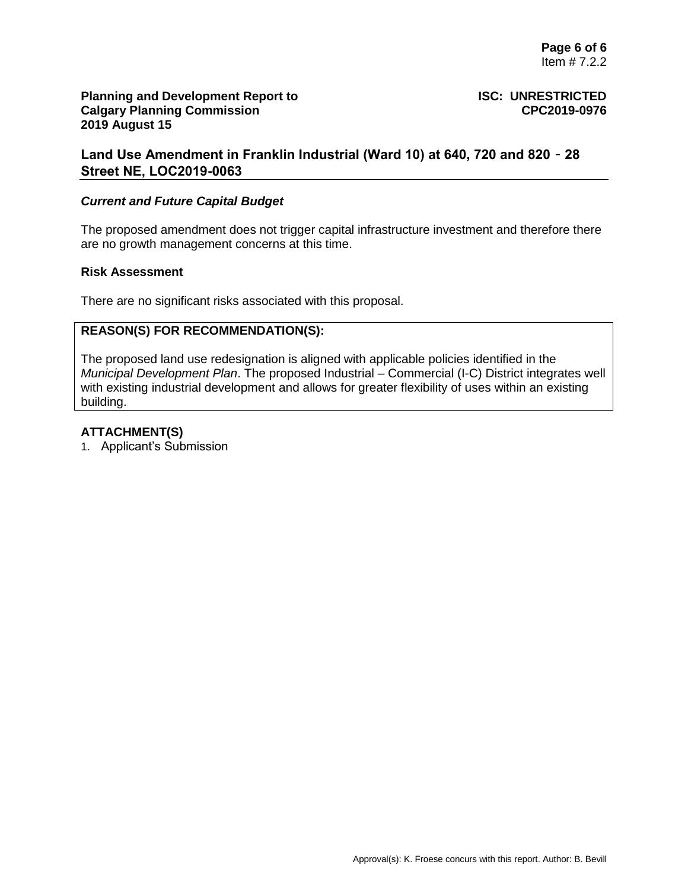### *Current and Future Capital Budget*

The proposed amendment does not trigger capital infrastructure investment and therefore there are no growth management concerns at this time.

### Risk Assessment

There are no significant risks associated with this proposal.

## REASON(S) FOR RECOMMENDATION(S):

The proposed land use redesignation is aligned with applicable policies identified in the *Municipal Development Plan*. The proposed Industrial – Commercial (I-C) District integrates well with existing industrial development and allows for greater flexibility of uses within an existing building.

## ATTACHMENT(S)

1. Applicant's Submission

Approval(s): K. Froese concurs with this report. Author: B. Bevill